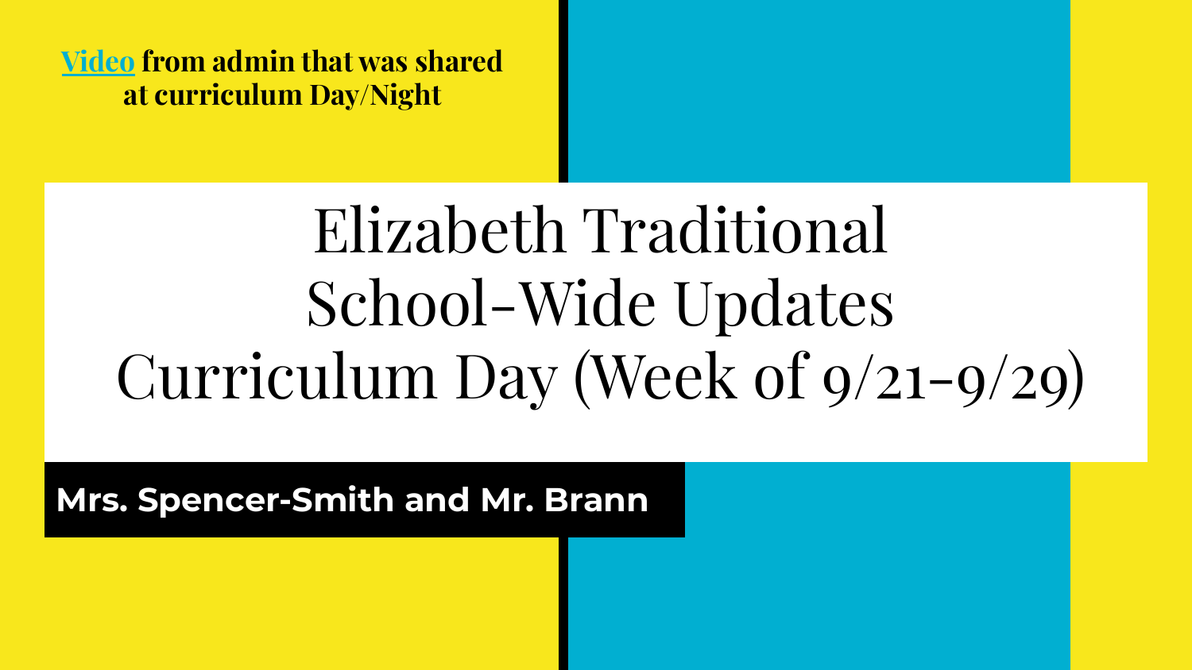**[Video](#) from admin that was shared at curriculum Day/Night**

# Elizabeth Traditional School-Wide Updates Curriculum Day (Week of 9/21-9/29)

**Mrs. Spencer-Smith and Mr. Brann**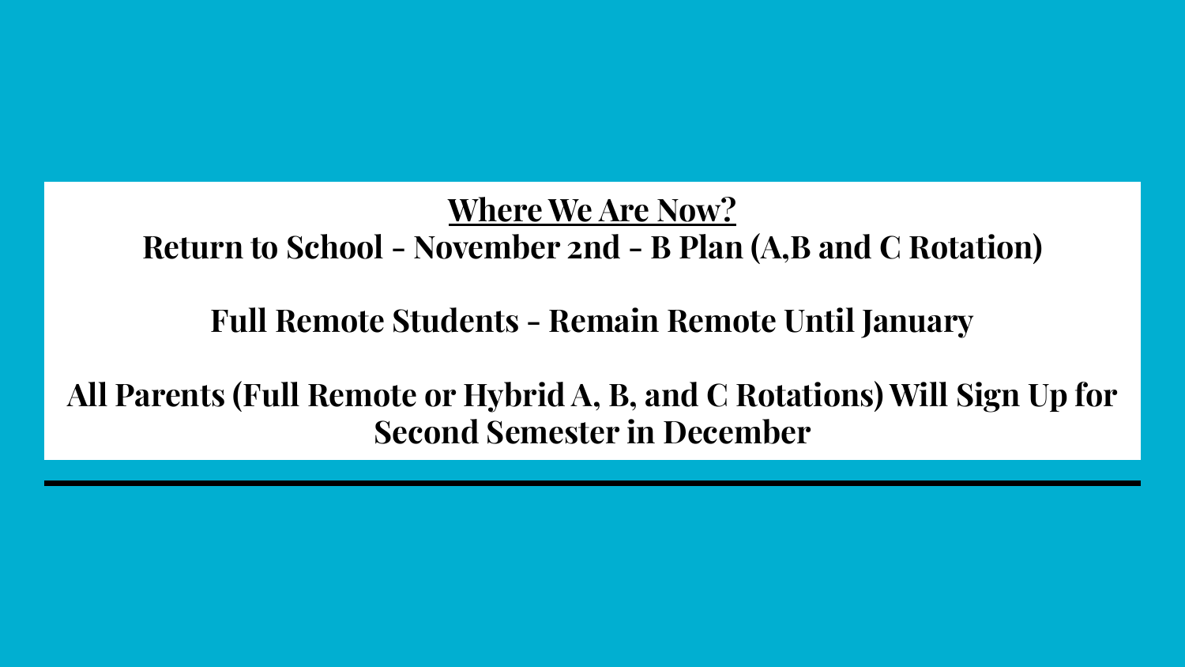## <u>Where We Are Now?</u>

**Return to School - November 2nd - B Plan (A,B and C Rotation)**

**Full Remote Students - Remain Remote Until January**

**All Parents (Full Remote or Hybrid A, B, and C Rotations) Will Sign Up for Second Semester in December**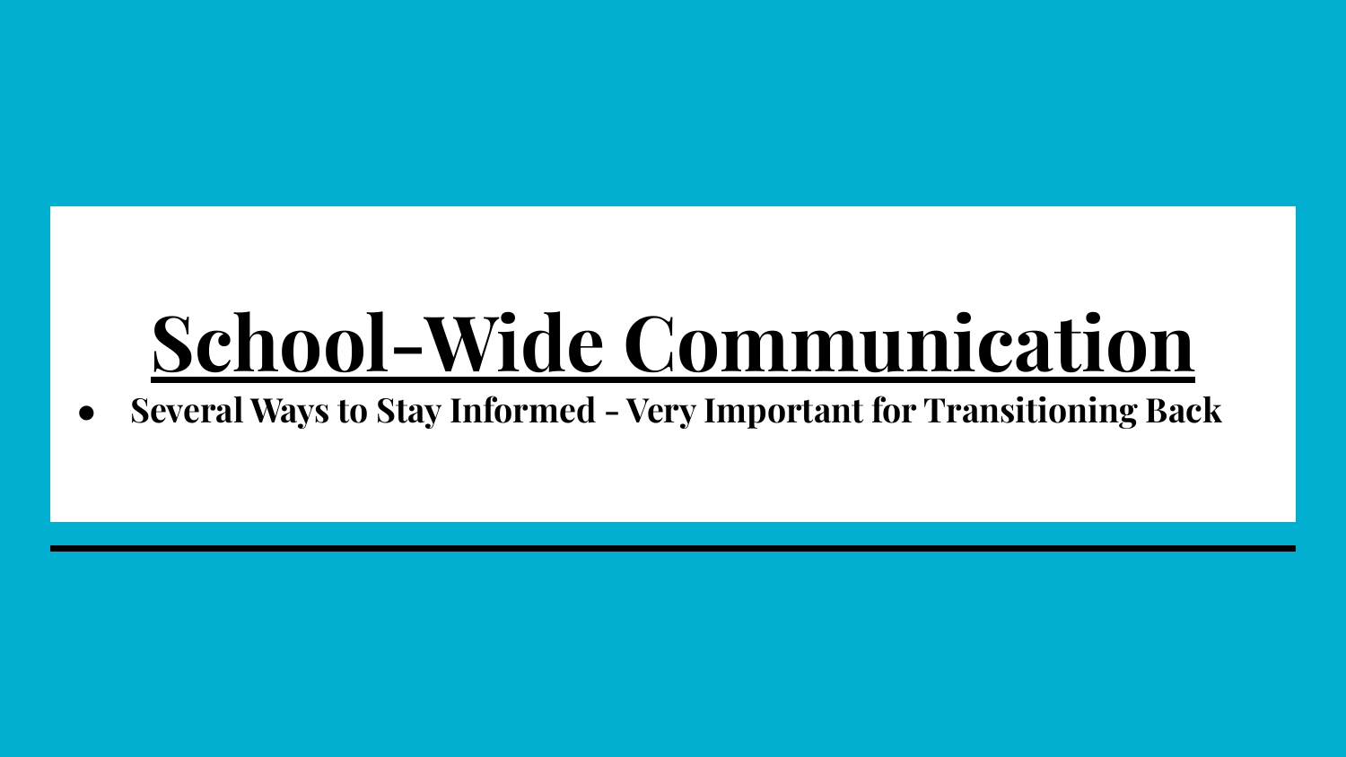# School-Wide Communication

- **Several Ways to Stay Informed - Very Important for Transitioning Back**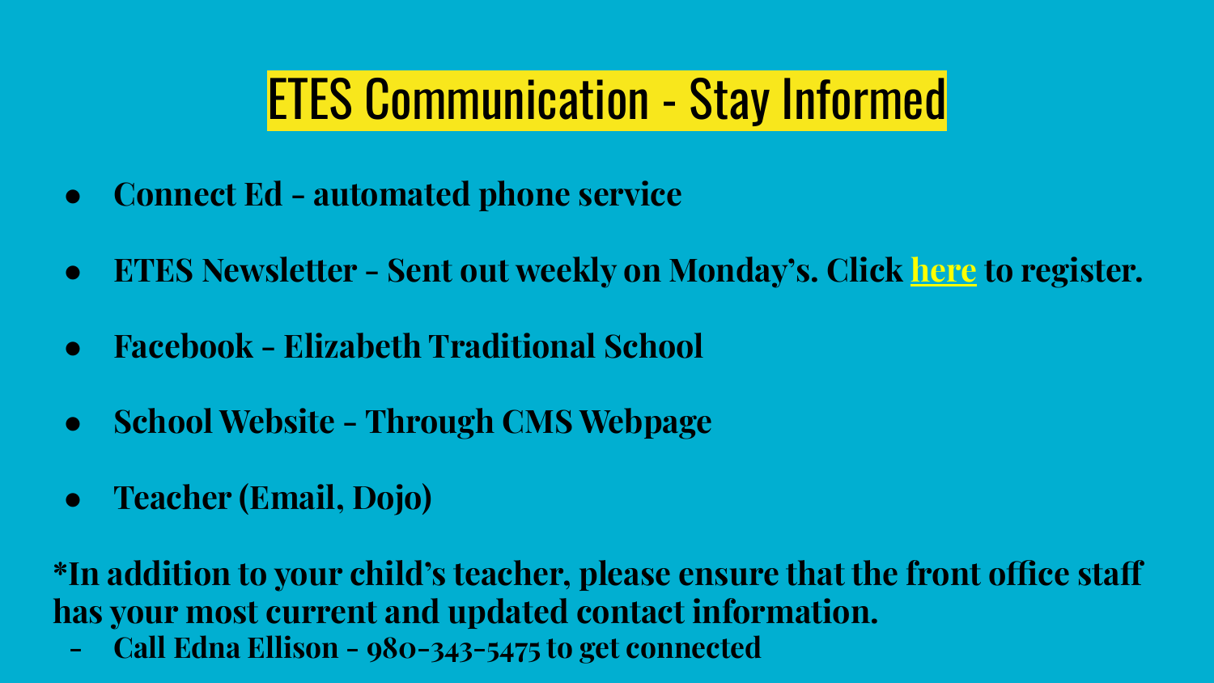# ETES Communication - Stay Informed

- **Connect Ed - automated phone service**
- **ETES Newsletter - Sent out weekly on Monday's. Click here to register.**
- **Facebook - Elizabeth Traditional School**
- **School Website - Through CMS Webpage**
- **Teacher (Email, Dojo)**

**\*In addition to your child's teacher, please ensure that the front office staff has your most current and updated contact information.**

- **Call Edna Ellison - 980-343-5475 to get connected**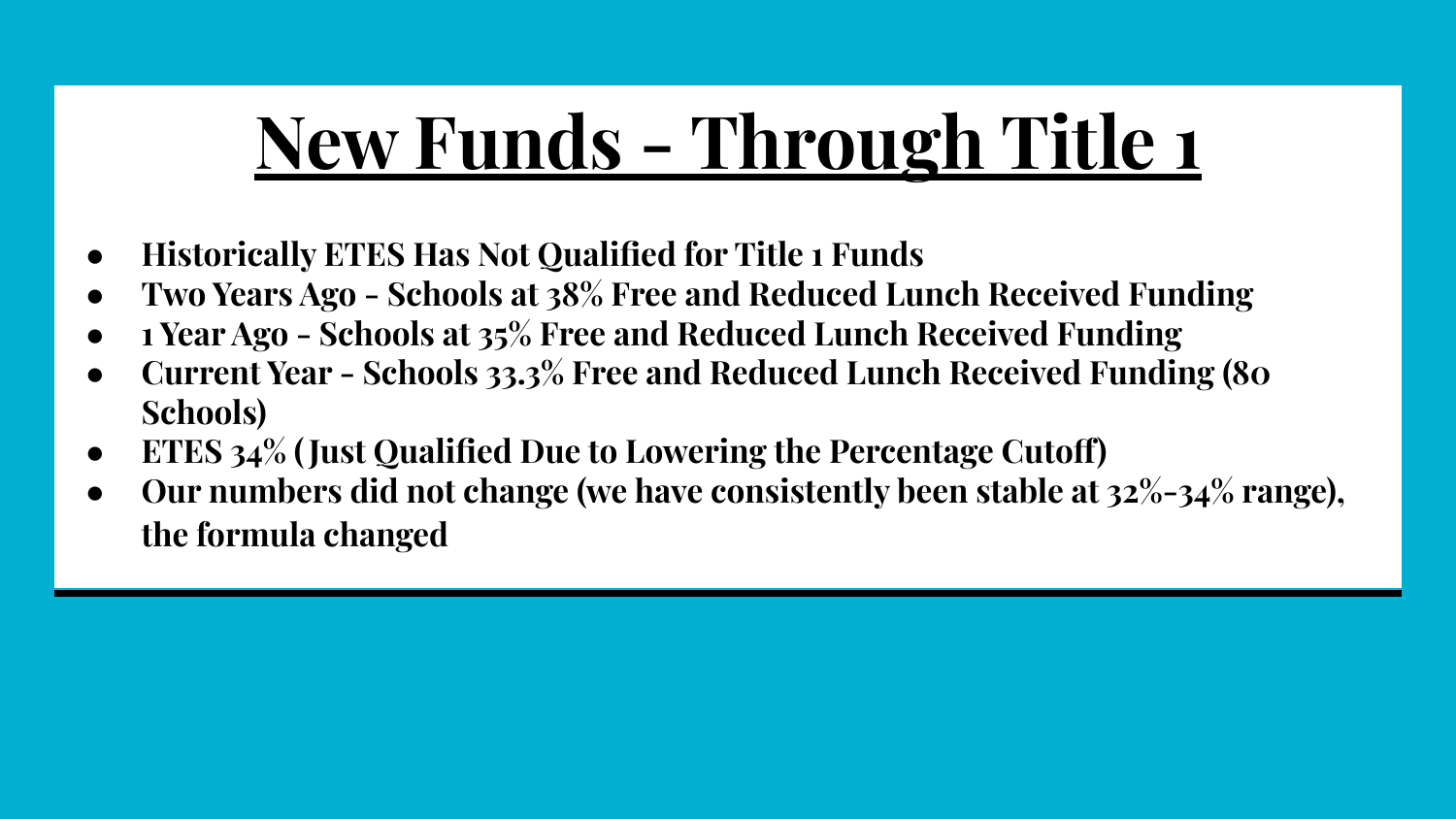# New Funds - Through Title 1

- **Historically ETES Has Not Qualified for Title 1 Funds**
- **Two Years Ago - Schools at 38% Free and Reduced Lunch Received Funding**
- **1 Year Ago - Schools at 35% Free and Reduced Lunch Received Funding**
- **Current Year - Schools 33.3% Free and Reduced Lunch Received Funding (80 Schools)**
- **ETES 34% (Just Qualified Due to Lowering the Percentage Cutoff)**
- **Our numbers did not change (we have consistently been stable at 32%-34% range), the formula changed**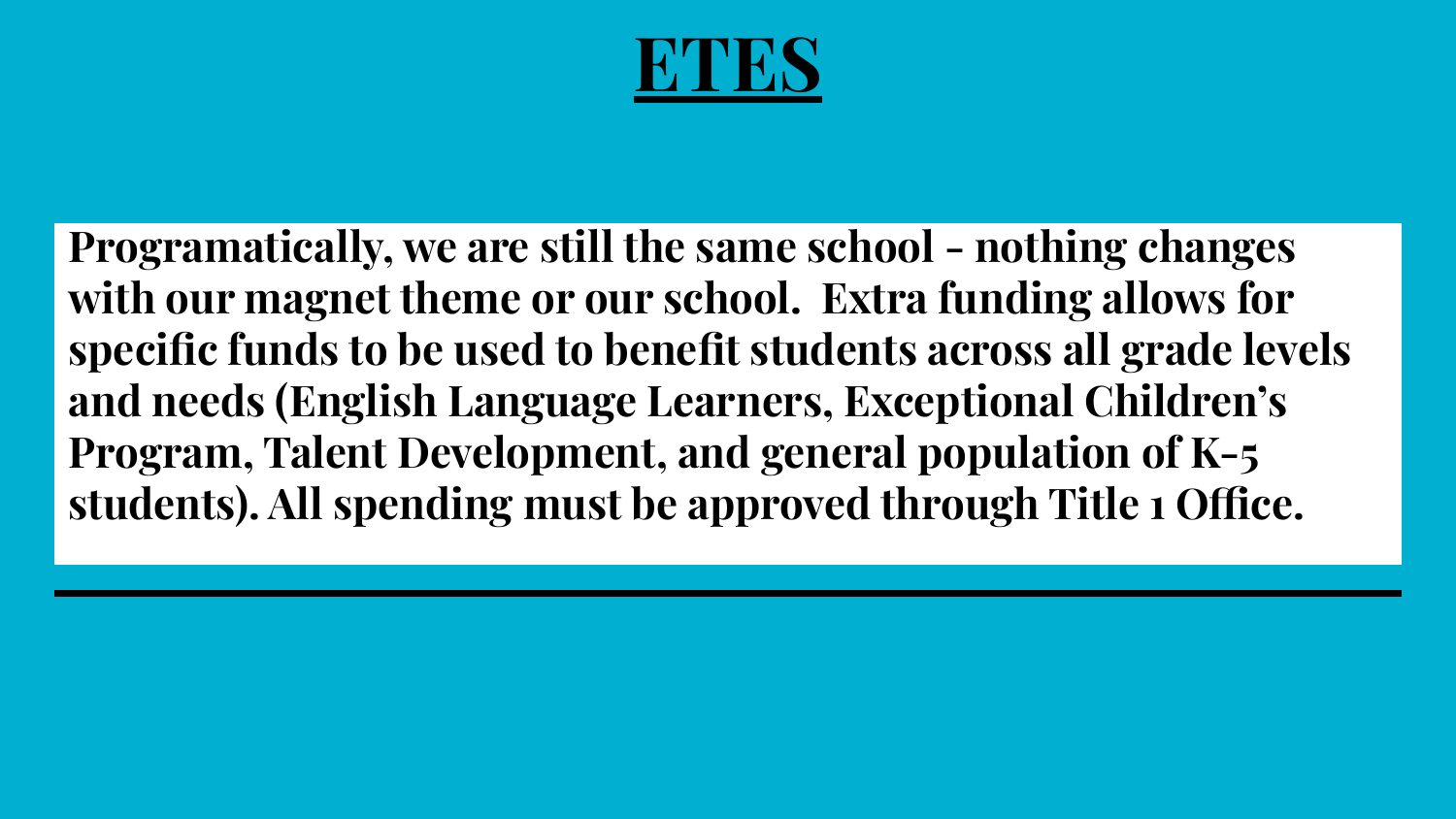# ETES

**Programatically, we are still the same school - nothing changes with our magnet theme or our school. Extra funding allows for specific funds to be used to benefit students across all grade levels and needs (English Language Learners, Exceptional Children's Program, Talent Development, and general population of K-5 students). All spending must be approved through Title 1 Office.**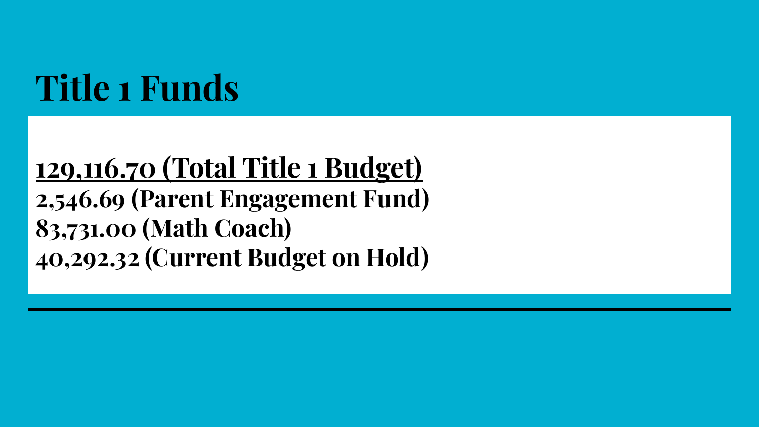# Title 1 Funds

<u>**129,116.70 (Total Title 1 Budget)**</u>
**2,546.69 (Parent Engagement Fund)**
**83,731.00 (Math Coach)**
**40,292.32 (Current Budget on Hold)**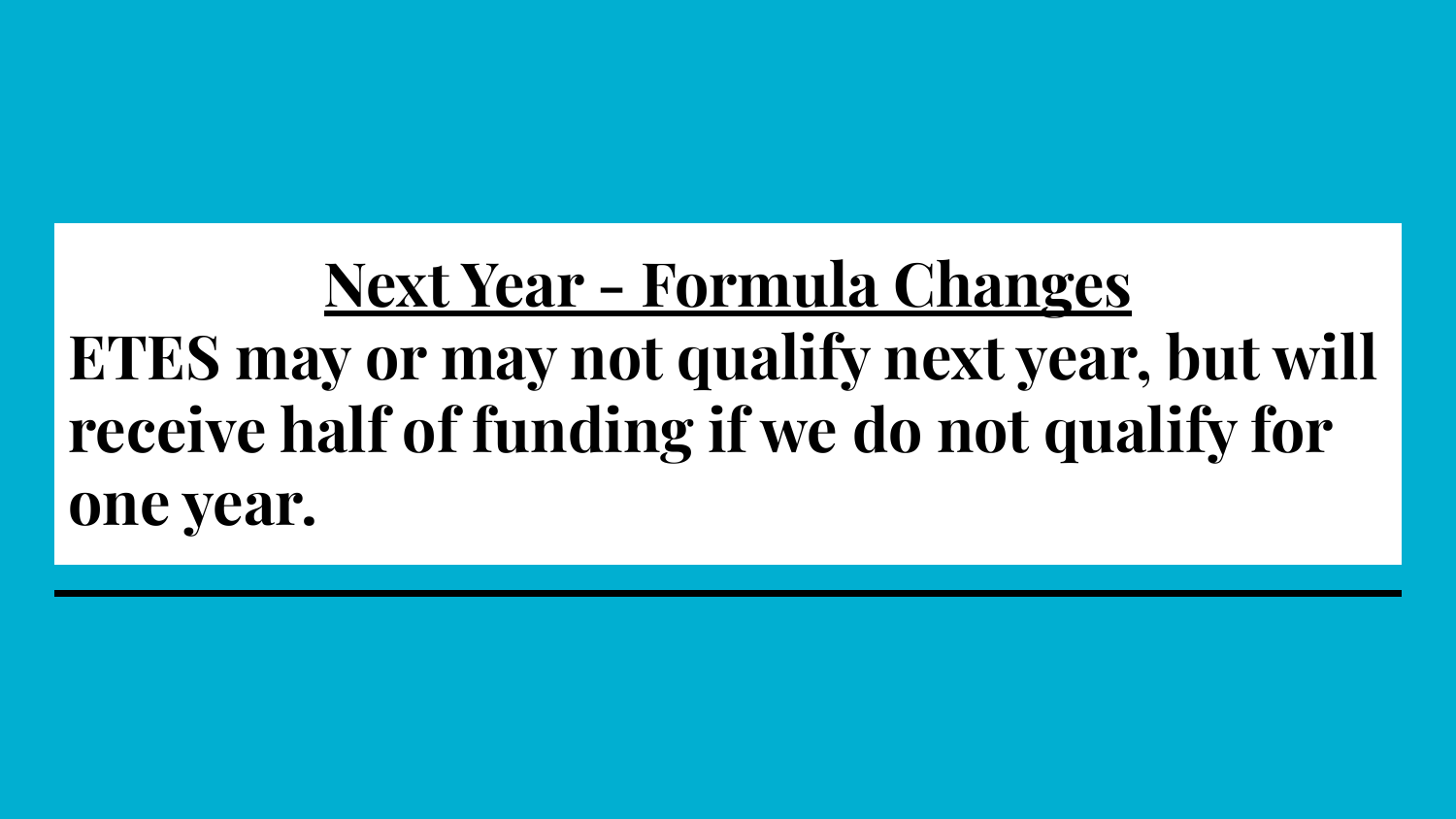## Next Year - Formula Changes

**ETES may or may not qualify next year, but will receive half of funding if we do not qualify for one year.**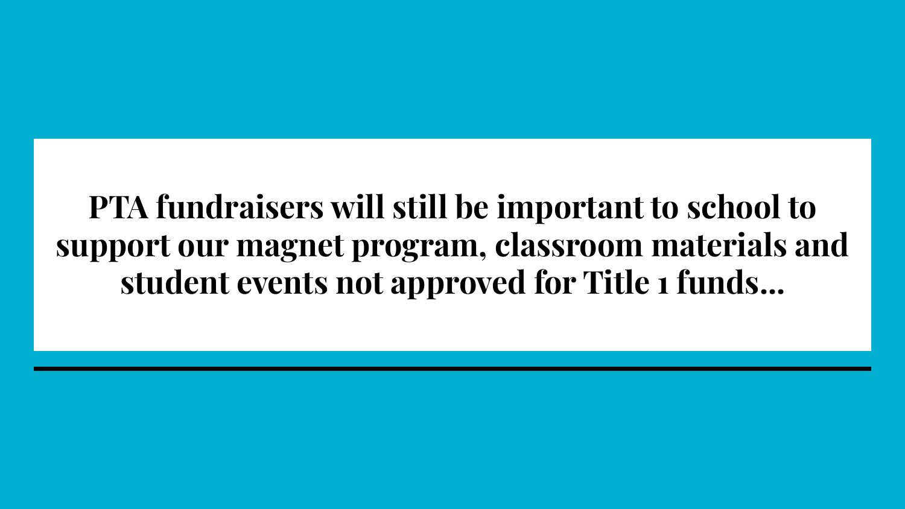**PTA fundraisers will still be important to school to support our magnet program, classroom materials and student events not approved for Title 1 funds...**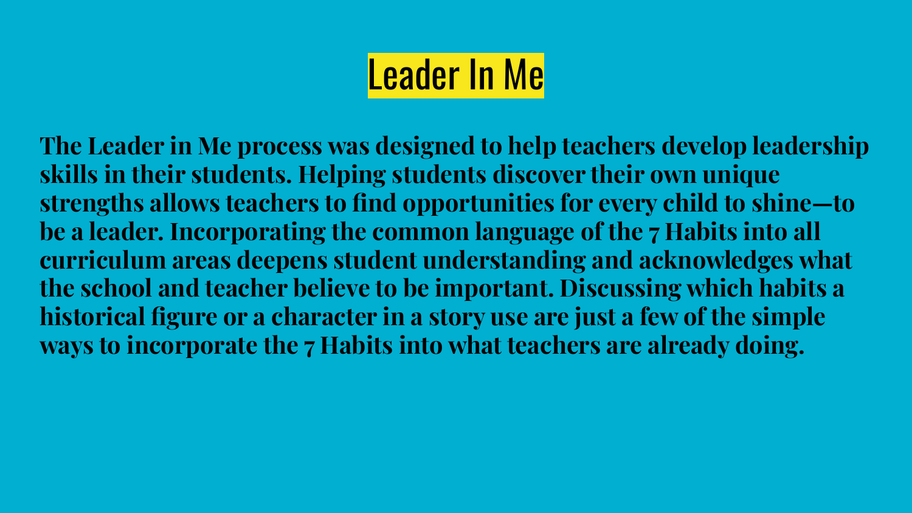# Leader In Me

**The Leader in Me process was designed to help teachers develop leadership skills in their students. Helping students discover their own unique strengths allows teachers to find opportunities for every child to shine—to be a leader. Incorporating the common language of the 7 Habits into all curriculum areas deepens student understanding and acknowledges what the school and teacher believe to be important. Discussing which habits a historical figure or a character in a story use are just a few of the simple ways to incorporate the 7 Habits into what teachers are already doing.**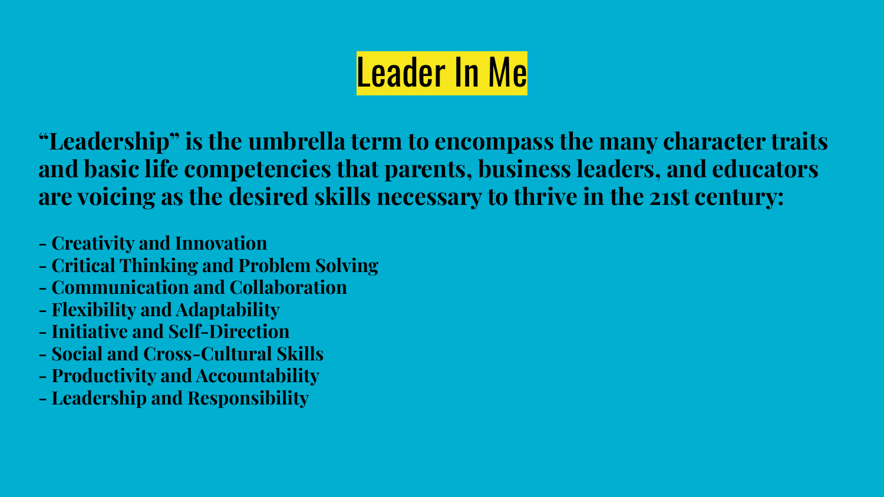# Leader In Me

**"Leadership" is the umbrella term to encompass the many character traits and basic life competencies that parents, business leaders, and educators are voicing as the desired skills necessary to thrive in the 21st century:**

- **Creativity and Innovation**
- **Critical Thinking and Problem Solving**
- **Communication and Collaboration**
- **Flexibility and Adaptability**
- **Initiative and Self-Direction**
- **Social and Cross-Cultural Skills**
- **Productivity and Accountability**
- **Leadership and Responsibility**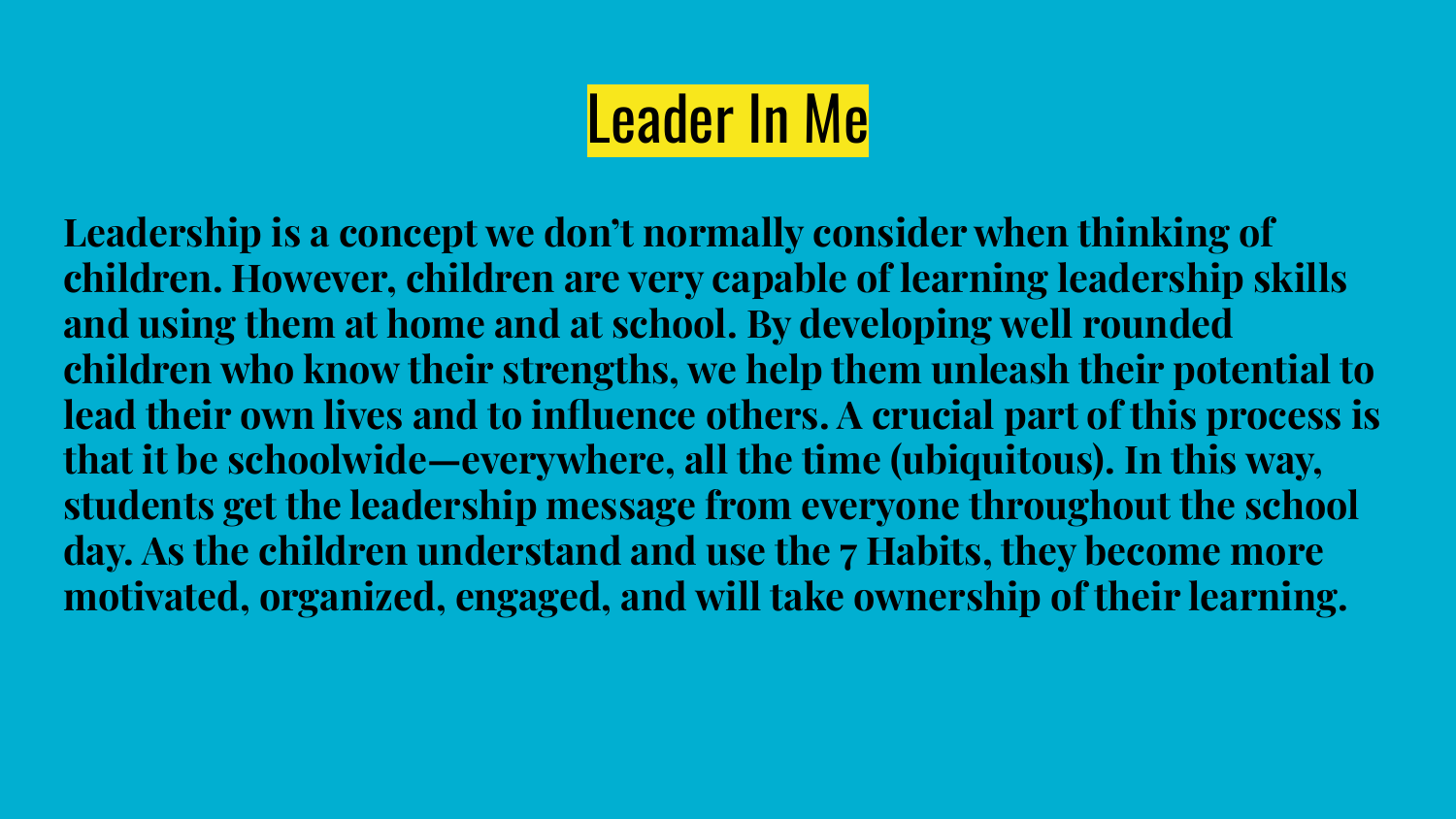# Leader In Me

**Leadership is a concept we don't normally consider when thinking of children. However, children are very capable of learning leadership skills and using them at home and at school. By developing well rounded children who know their strengths, we help them unleash their potential to lead their own lives and to influence others. A crucial part of this process is that it be schoolwide—everywhere, all the time (ubiquitous). In this way, students get the leadership message from everyone throughout the school day. As the children understand and use the 7 Habits, they become more motivated, organized, engaged, and will take ownership of their learning.**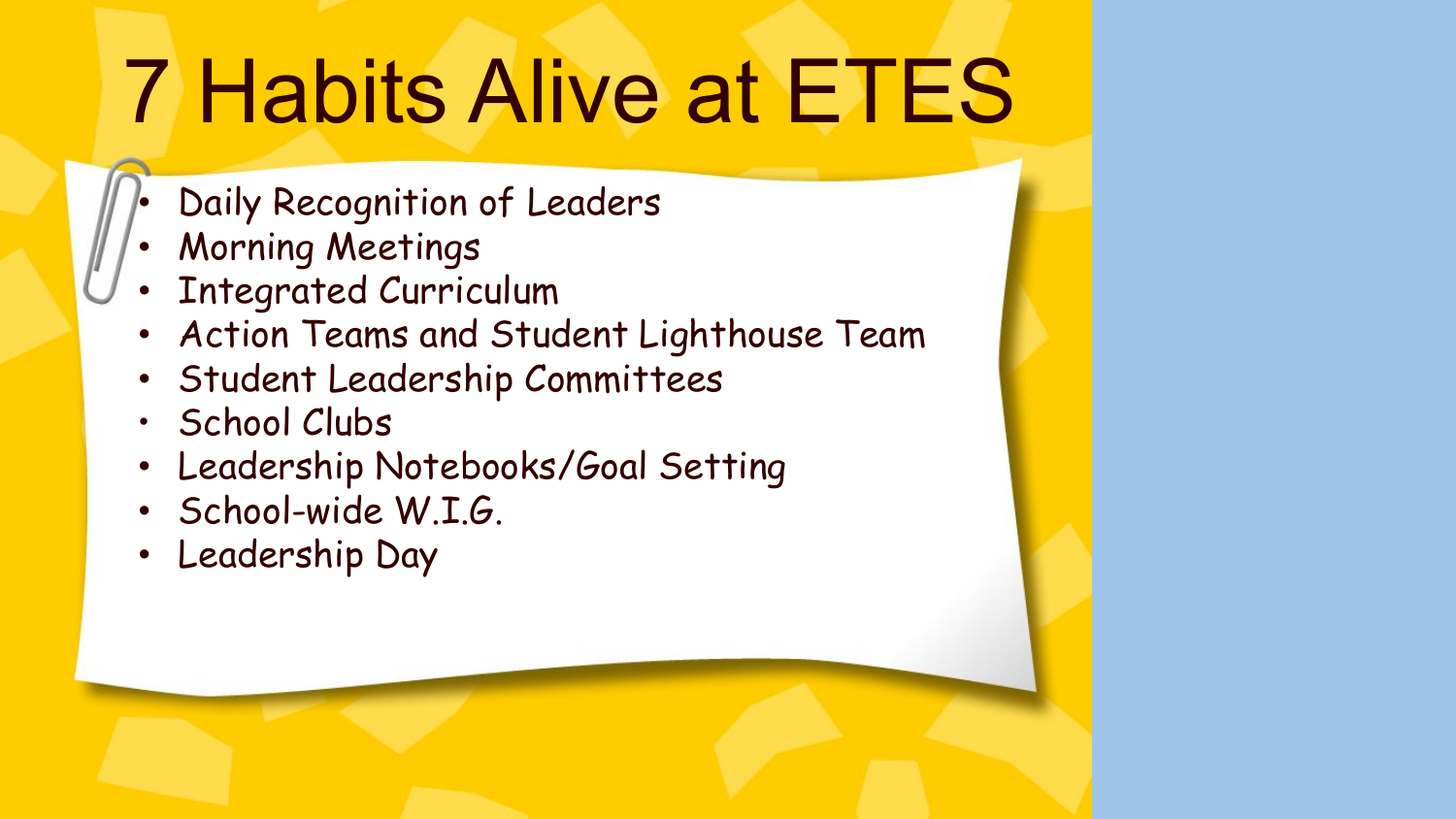# 7 Habits Alive at ETES

- Daily Recognition of Leaders
- Morning Meetings
- Integrated Curriculum
- Action Teams and Student Lighthouse Team
- Student Leadership Committees
- School Clubs
- Leadership Notebooks/Goal Setting
- School-wide W.I.G.
- Leadership Day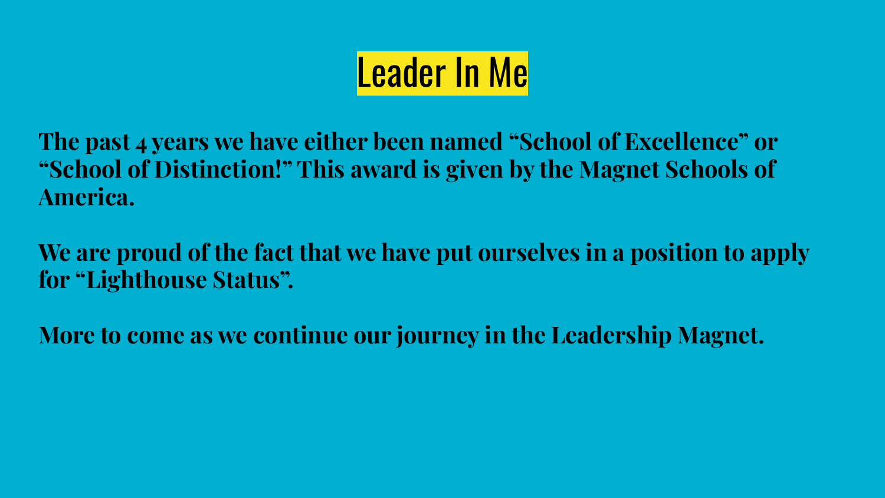# Leader In Me

**The past 4 years we have either been named "School of Excellence" or "School of Distinction!" This award is given by the Magnet Schools of America.**

**We are proud of the fact that we have put ourselves in a position to apply for "Lighthouse Status".**

**More to come as we continue our journey in the Leadership Magnet.**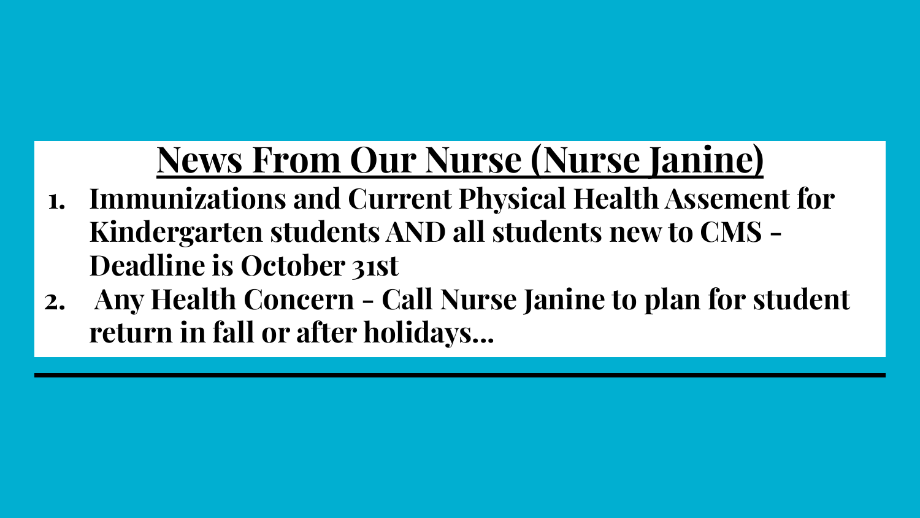## <u>News From Our Nurse (Nurse Janine)</u>

1. **Immunizations and Current Physical Health Assement for Kindergarten students AND all students new to CMS - Deadline is October 31st**
2. **Any Health Concern - Call Nurse Janine to plan for student return in fall or after holidays...**